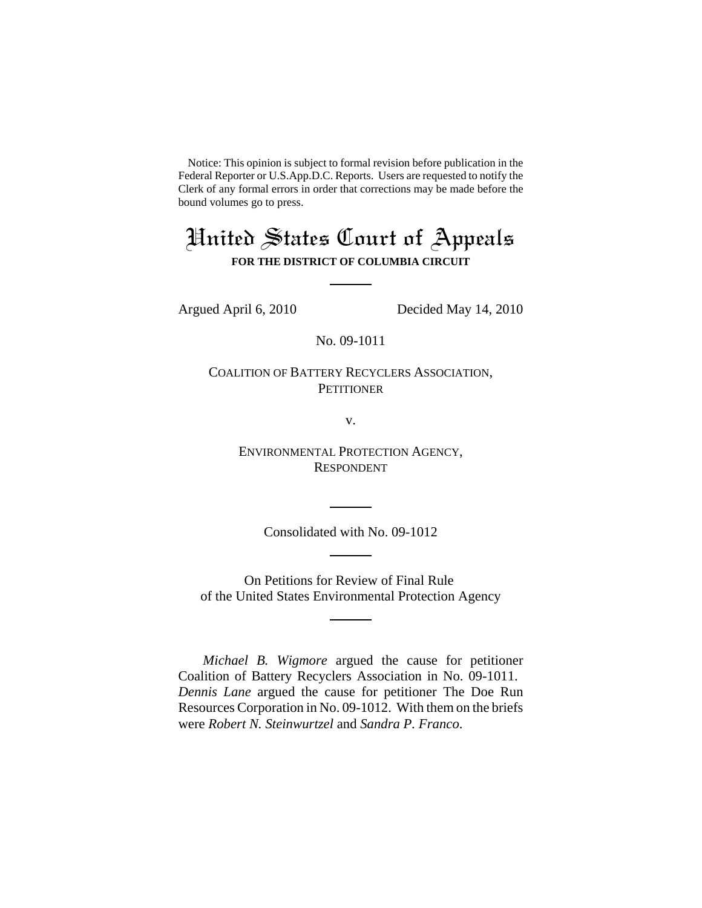Notice: This opinion is subject to formal revision before publication in the Federal Reporter or U.S.App.D.C. Reports. Users are requested to notify the Clerk of any formal errors in order that corrections may be made before the bound volumes go to press.

# United States Court of Appeals

**FOR THE DISTRICT OF COLUMBIA CIRCUIT**

---

Argued April 6, 2010 — Decided May 14, 2010

No. 09-1011

COALITION OF BATTERY RECYCLERS ASSOCIATION,
PETITIONER

v.

ENVIRONMENTAL PROTECTION AGENCY,
RESPONDENT

---

Consolidated with No. 09-1012

---

On Petitions for Review of Final Rule
of the United States Environmental Protection Agency

---

*Michael B. Wigmore* argued the cause for petitioner Coalition of Battery Recyclers Association in No. 09-1011. *Dennis Lane* argued the cause for petitioner The Doe Run Resources Corporation in No. 09-1012. With them on the briefs were *Robert N. Steinwurtzel* and *Sandra P. Franco*.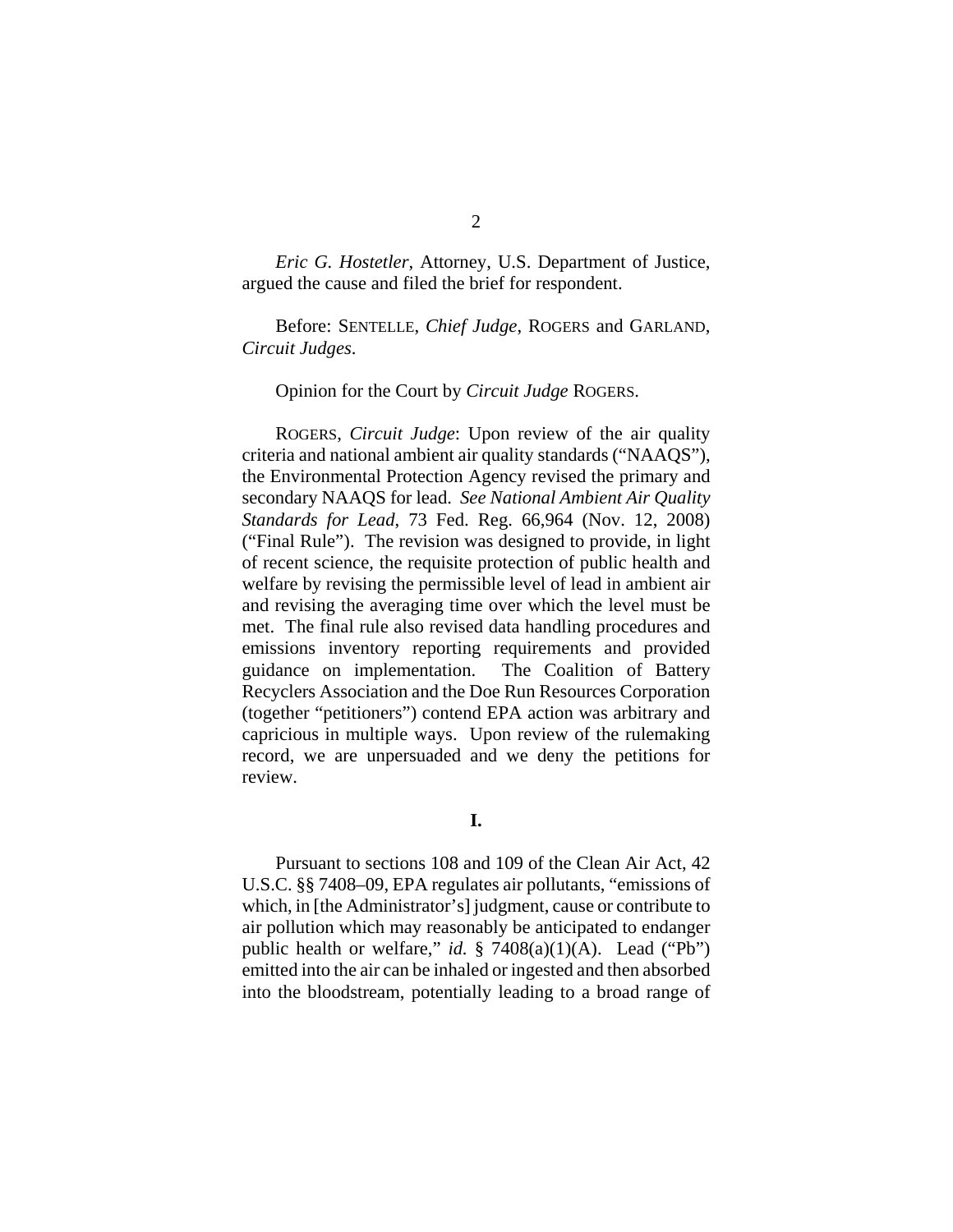*Eric G. Hostetler*, Attorney, U.S. Department of Justice, argued the cause and filed the brief for respondent.

Before: SENTELLE, *Chief Judge*, ROGERS and GARLAND, *Circuit Judges*.

Opinion for the Court by *Circuit Judge* ROGERS.

ROGERS, *Circuit Judge*: Upon review of the air quality criteria and national ambient air quality standards ("NAAQS"), the Environmental Protection Agency revised the primary and secondary NAAQS for lead. *See National Ambient Air Quality Standards for Lead*, 73 Fed. Reg. 66,964 (Nov. 12, 2008) ("Final Rule"). The revision was designed to provide, in light of recent science, the requisite protection of public health and welfare by revising the permissible level of lead in ambient air and revising the averaging time over which the level must be met. The final rule also revised data handling procedures and emissions inventory reporting requirements and provided guidance on implementation. The Coalition of Battery Recyclers Association and the Doe Run Resources Corporation (together "petitioners") contend EPA action was arbitrary and capricious in multiple ways. Upon review of the rulemaking record, we are unpersuaded and we deny the petitions for review.

**I.**

Pursuant to sections 108 and 109 of the Clean Air Act, 42 U.S.C. §§ 7408–09, EPA regulates air pollutants, "emissions of which, in [the Administrator's] judgment, cause or contribute to air pollution which may reasonably be anticipated to endanger public health or welfare," *id.* § 7408(a)(1)(A). Lead ("Pb") emitted into the air can be inhaled or ingested and then absorbed into the bloodstream, potentially leading to a broad range of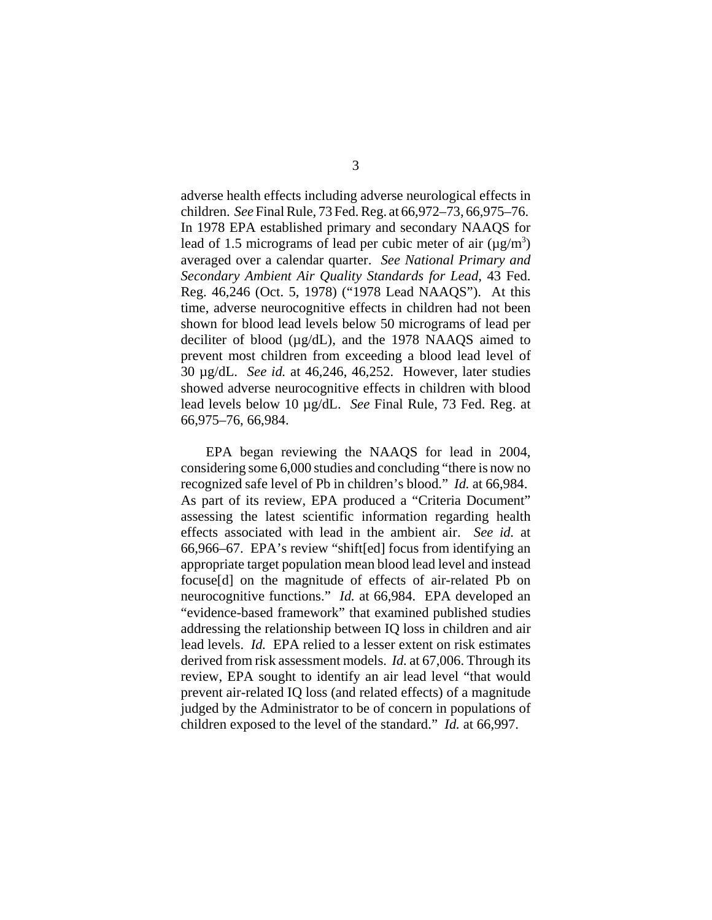adverse health effects including adverse neurological effects in children. *See* Final Rule, 73 Fed. Reg. at 66,972–73, 66,975–76. In 1978 EPA established primary and secondary NAAQS for lead of 1.5 micrograms of lead per cubic meter of air ($\mu g/m^3$) averaged over a calendar quarter. *See National Primary and Secondary Ambient Air Quality Standards for Lead*, 43 Fed. Reg. 46,246 (Oct. 5, 1978) ("1978 Lead NAAQS"). At this time, adverse neurocognitive effects in children had not been shown for blood lead levels below 50 micrograms of lead per deciliter of blood (µg/dL), and the 1978 NAAQS aimed to prevent most children from exceeding a blood lead level of 30 µg/dL. *See id.* at 46,246, 46,252. However, later studies showed adverse neurocognitive effects in children with blood lead levels below 10 µg/dL. *See* Final Rule, 73 Fed. Reg. at 66,975–76, 66,984.

EPA began reviewing the NAAQS for lead in 2004, considering some 6,000 studies and concluding "there is now no recognized safe level of Pb in children's blood." *Id.* at 66,984. As part of its review, EPA produced a "Criteria Document" assessing the latest scientific information regarding health effects associated with lead in the ambient air. *See id.* at 66,966–67. EPA's review "shift[ed] focus from identifying an appropriate target population mean blood lead level and instead focuse[d] on the magnitude of effects of air-related Pb on neurocognitive functions." *Id.* at 66,984. EPA developed an "evidence-based framework" that examined published studies addressing the relationship between IQ loss in children and air lead levels. *Id.* EPA relied to a lesser extent on risk estimates derived from risk assessment models. *Id.* at 67,006. Through its review, EPA sought to identify an air lead level "that would prevent air-related IQ loss (and related effects) of a magnitude judged by the Administrator to be of concern in populations of children exposed to the level of the standard." *Id.* at 66,997.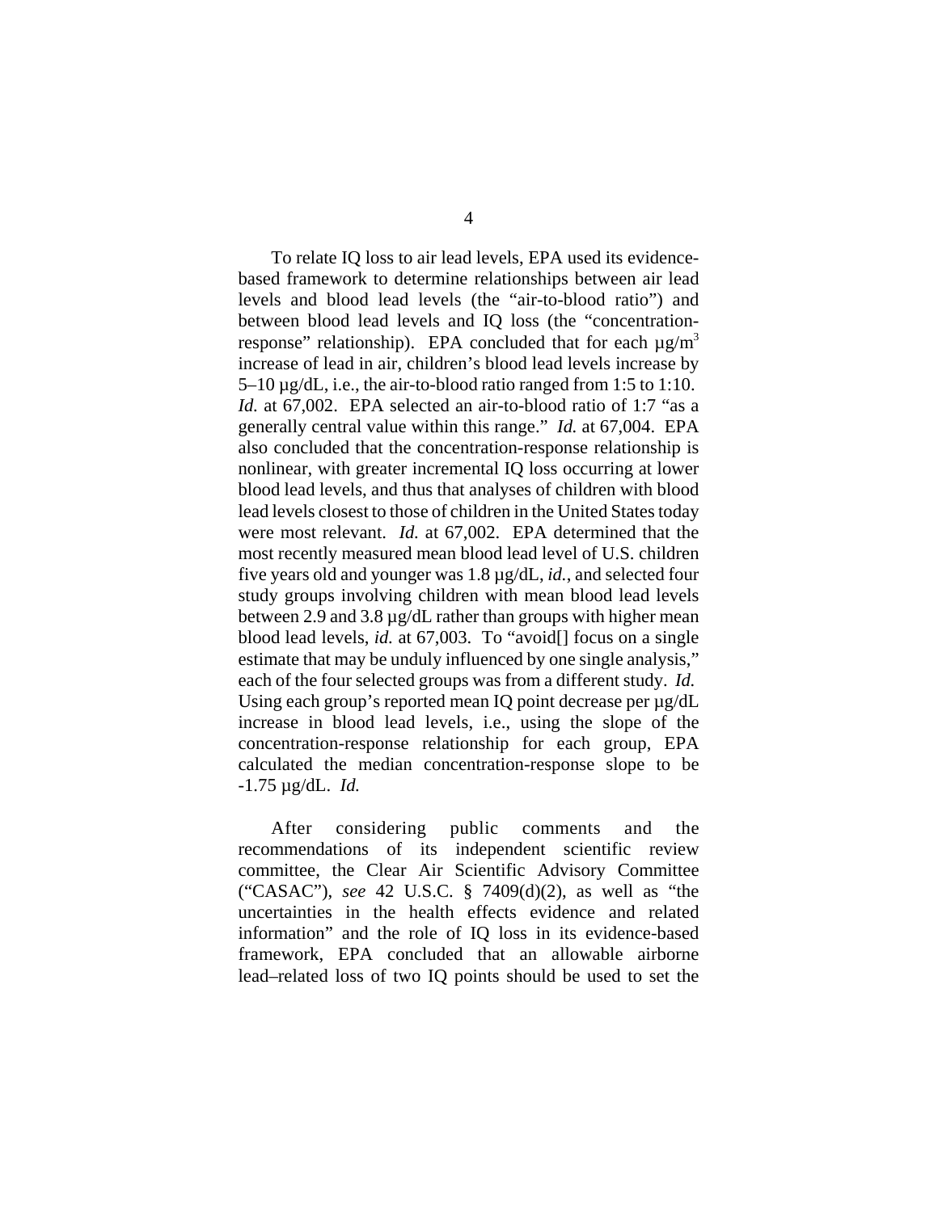To relate IQ loss to air lead levels, EPA used its evidence-based framework to determine relationships between air lead levels and blood lead levels (the "air-to-blood ratio") and between blood lead levels and IQ loss (the "concentration-response" relationship). EPA concluded that for each µg/m$^3$ increase of lead in air, children's blood lead levels increase by 5–10 µg/dL, i.e., the air-to-blood ratio ranged from 1:5 to 1:10. *Id.* at 67,002. EPA selected an air-to-blood ratio of 1:7 "as a generally central value within this range." *Id.* at 67,004. EPA also concluded that the concentration-response relationship is nonlinear, with greater incremental IQ loss occurring at lower blood lead levels, and thus that analyses of children with blood lead levels closest to those of children in the United States today were most relevant. *Id.* at 67,002. EPA determined that the most recently measured mean blood lead level of U.S. children five years old and younger was 1.8 µg/dL, *id.*, and selected four study groups involving children with mean blood lead levels between 2.9 and 3.8 µg/dL rather than groups with higher mean blood lead levels, *id.* at 67,003. To "avoid[] focus on a single estimate that may be unduly influenced by one single analysis," each of the four selected groups was from a different study. *Id.* Using each group's reported mean IQ point decrease per µg/dL increase in blood lead levels, i.e., using the slope of the concentration-response relationship for each group, EPA calculated the median concentration-response slope to be -1.75 µg/dL. *Id.*

After considering public comments and the recommendations of its independent scientific review committee, the Clear Air Scientific Advisory Committee ("CASAC"), *see* 42 U.S.C. § 7409(d)(2), as well as "the uncertainties in the health effects evidence and related information" and the role of IQ loss in its evidence-based framework, EPA concluded that an allowable airborne lead–related loss of two IQ points should be used to set the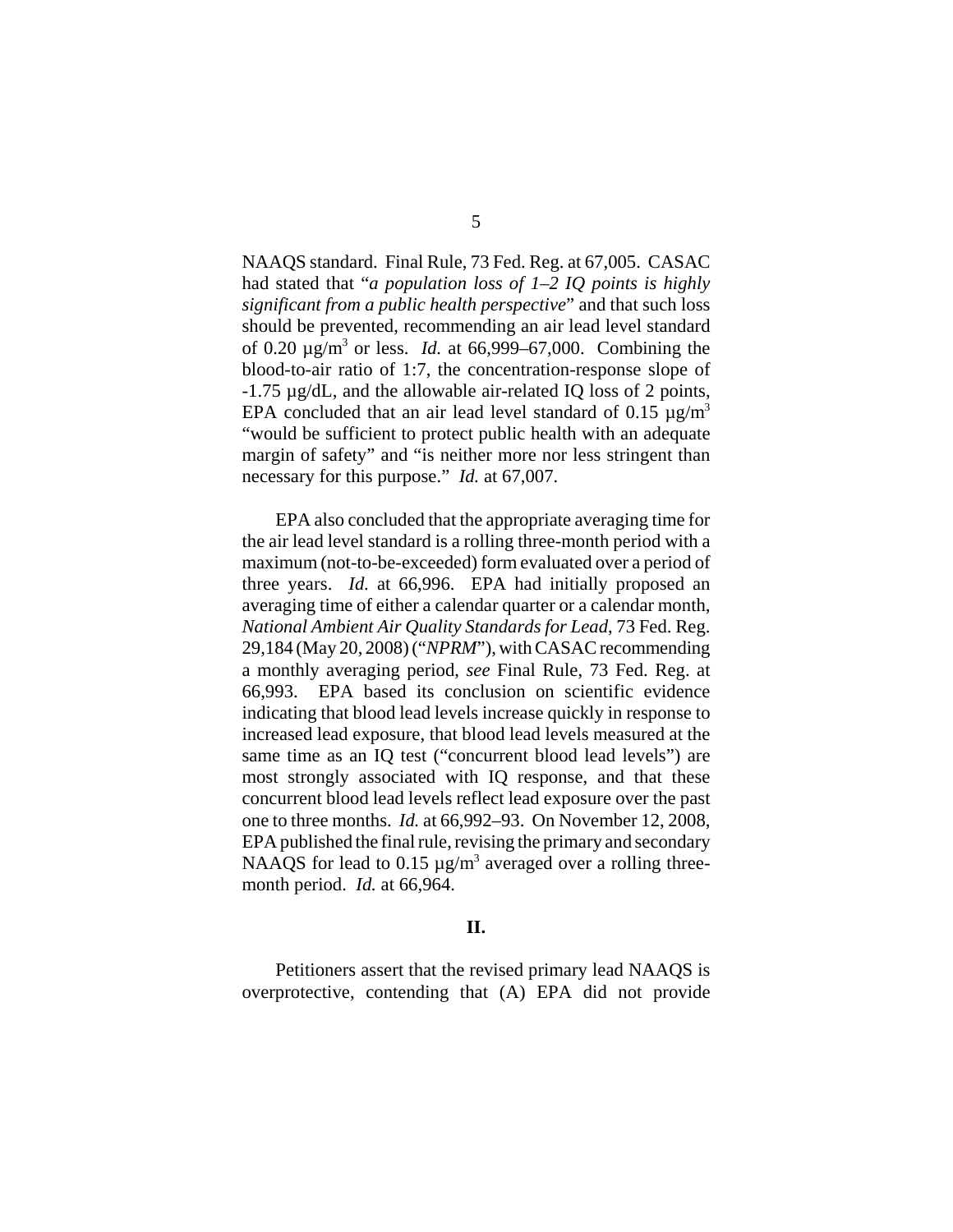NAAQS standard. Final Rule, 73 Fed. Reg. at 67,005. CASAC had stated that "*a population loss of 1–2 IQ points is highly significant from a public health perspective*" and that such loss should be prevented, recommending an air lead level standard of 0.20 µg/$m^3$ or less. *Id.* at 66,999–67,000. Combining the blood-to-air ratio of 1:7, the concentration-response slope of -1.75 µg/dL, and the allowable air-related IQ loss of 2 points, EPA concluded that an air lead level standard of 0.15 µg/$m^3$ "would be sufficient to protect public health with an adequate margin of safety" and "is neither more nor less stringent than necessary for this purpose." *Id.* at 67,007.

EPA also concluded that the appropriate averaging time for the air lead level standard is a rolling three-month period with a maximum (not-to-be-exceeded) form evaluated over a period of three years. *Id.* at 66,996. EPA had initially proposed an averaging time of either a calendar quarter or a calendar month, *National Ambient Air Quality Standards for Lead*, 73 Fed. Reg. 29,184 (May 20, 2008) ("*NPRM*"), with CASAC recommending a monthly averaging period, *see* Final Rule, 73 Fed. Reg. at 66,993. EPA based its conclusion on scientific evidence indicating that blood lead levels increase quickly in response to increased lead exposure, that blood lead levels measured at the same time as an IQ test ("concurrent blood lead levels") are most strongly associated with IQ response, and that these concurrent blood lead levels reflect lead exposure over the past one to three months. *Id.* at 66,992–93. On November 12, 2008, EPA published the final rule, revising the primary and secondary NAAQS for lead to 0.15 µg/$m^3$ averaged over a rolling three-month period. *Id.* at 66,964.

## II.

Petitioners assert that the revised primary lead NAAQS is overprotective, contending that (A) EPA did not provide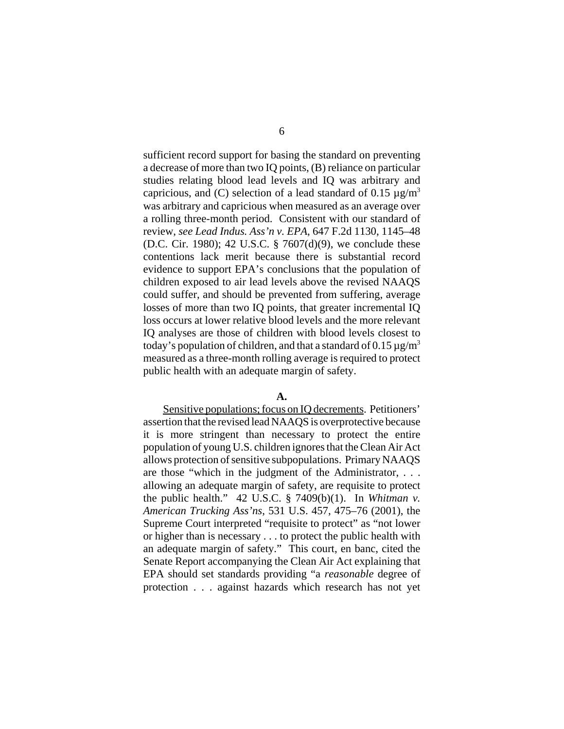sufficient record support for basing the standard on preventing a decrease of more than two IQ points, (B) reliance on particular studies relating blood lead levels and IQ was arbitrary and capricious, and (C) selection of a lead standard of 0.15 $\mu g/m^3$ was arbitrary and capricious when measured as an average over a rolling three-month period. Consistent with our standard of review, *see Lead Indus. Ass'n v. EPA*, 647 F.2d 1130, 1145–48 (D.C. Cir. 1980); 42 U.S.C. § 7607(d)(9), we conclude these contentions lack merit because there is substantial record evidence to support EPA's conclusions that the population of children exposed to air lead levels above the revised NAAQS could suffer, and should be prevented from suffering, average losses of more than two IQ points, that greater incremental IQ loss occurs at lower relative blood levels and the more relevant IQ analyses are those of children with blood levels closest to today's population of children, and that a standard of 0.15 $\mu g/m^3$ measured as a three-month rolling average is required to protect public health with an adequate margin of safety.

**A.**

<u>Sensitive populations; focus on IQ decrements</u>. Petitioners' assertion that the revised lead NAAQS is overprotective because it is more stringent than necessary to protect the entire population of young U.S. children ignores that the Clean Air Act allows protection of sensitive subpopulations. Primary NAAQS are those "which in the judgment of the Administrator, . . . allowing an adequate margin of safety, are requisite to protect the public health." 42 U.S.C. § 7409(b)(1). In *Whitman v. American Trucking Ass'ns*, 531 U.S. 457, 475–76 (2001), the Supreme Court interpreted "requisite to protect" as "not lower or higher than is necessary . . . to protect the public health with an adequate margin of safety." This court, en banc, cited the Senate Report accompanying the Clean Air Act explaining that EPA should set standards providing "a *reasonable* degree of protection . . . against hazards which research has not yet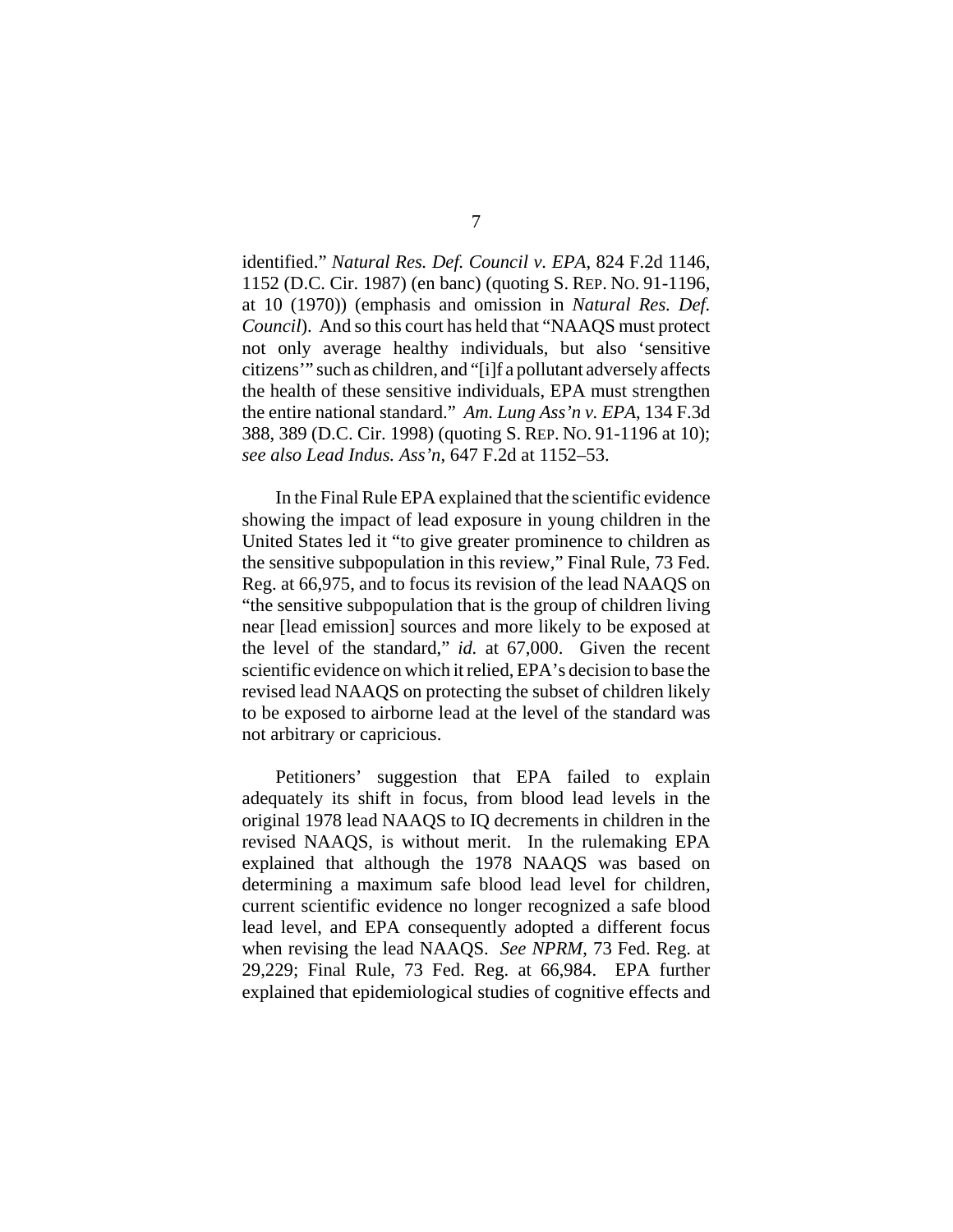identified." *Natural Res. Def. Council v. EPA*, 824 F.2d 1146, 1152 (D.C. Cir. 1987) (en banc) (quoting S. REP. NO. 91-1196, at 10 (1970)) (emphasis and omission in *Natural Res. Def. Council*). And so this court has held that "NAAQS must protect not only average healthy individuals, but also 'sensitive citizens'" such as children, and "[i]f a pollutant adversely affects the health of these sensitive individuals, EPA must strengthen the entire national standard." *Am. Lung Ass'n v. EPA*, 134 F.3d 388, 389 (D.C. Cir. 1998) (quoting S. REP. NO. 91-1196 at 10); *see also Lead Indus. Ass'n*, 647 F.2d at 1152–53.

In the Final Rule EPA explained that the scientific evidence showing the impact of lead exposure in young children in the United States led it "to give greater prominence to children as the sensitive subpopulation in this review," Final Rule, 73 Fed. Reg. at 66,975, and to focus its revision of the lead NAAQS on "the sensitive subpopulation that is the group of children living near [lead emission] sources and more likely to be exposed at the level of the standard," *id.* at 67,000. Given the recent scientific evidence on which it relied, EPA's decision to base the revised lead NAAQS on protecting the subset of children likely to be exposed to airborne lead at the level of the standard was not arbitrary or capricious.

Petitioners' suggestion that EPA failed to explain adequately its shift in focus, from blood lead levels in the original 1978 lead NAAQS to IQ decrements in children in the revised NAAQS, is without merit. In the rulemaking EPA explained that although the 1978 NAAQS was based on determining a maximum safe blood lead level for children, current scientific evidence no longer recognized a safe blood lead level, and EPA consequently adopted a different focus when revising the lead NAAQS. *See NPRM*, 73 Fed. Reg. at 29,229; Final Rule, 73 Fed. Reg. at 66,984. EPA further explained that epidemiological studies of cognitive effects and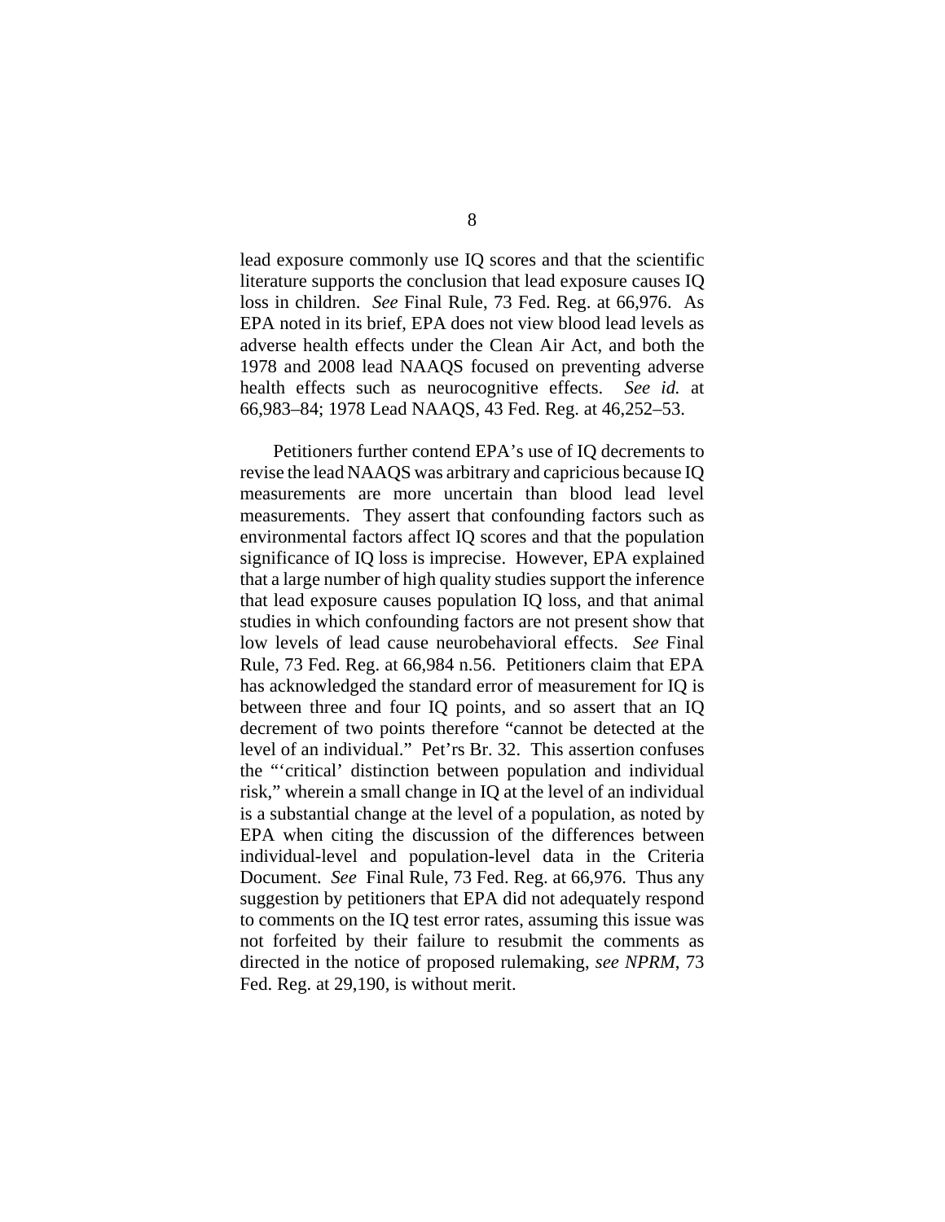lead exposure commonly use IQ scores and that the scientific literature supports the conclusion that lead exposure causes IQ loss in children. *See* Final Rule, 73 Fed. Reg. at 66,976. As EPA noted in its brief, EPA does not view blood lead levels as adverse health effects under the Clean Air Act, and both the 1978 and 2008 lead NAAQS focused on preventing adverse health effects such as neurocognitive effects. *See id.* at 66,983–84; 1978 Lead NAAQS, 43 Fed. Reg. at 46,252–53.

Petitioners further contend EPA's use of IQ decrements to revise the lead NAAQS was arbitrary and capricious because IQ measurements are more uncertain than blood lead level measurements. They assert that confounding factors such as environmental factors affect IQ scores and that the population significance of IQ loss is imprecise. However, EPA explained that a large number of high quality studies support the inference that lead exposure causes population IQ loss, and that animal studies in which confounding factors are not present show that low levels of lead cause neurobehavioral effects. *See* Final Rule, 73 Fed. Reg. at 66,984 n.56. Petitioners claim that EPA has acknowledged the standard error of measurement for IQ is between three and four IQ points, and so assert that an IQ decrement of two points therefore "cannot be detected at the level of an individual." Pet'rs Br. 32. This assertion confuses the "'critical' distinction between population and individual risk," wherein a small change in IQ at the level of an individual is a substantial change at the level of a population, as noted by EPA when citing the discussion of the differences between individual-level and population-level data in the Criteria Document. *See* Final Rule, 73 Fed. Reg. at 66,976. Thus any suggestion by petitioners that EPA did not adequately respond to comments on the IQ test error rates, assuming this issue was not forfeited by their failure to resubmit the comments as directed in the notice of proposed rulemaking, *see NPRM*, 73 Fed. Reg. at 29,190, is without merit.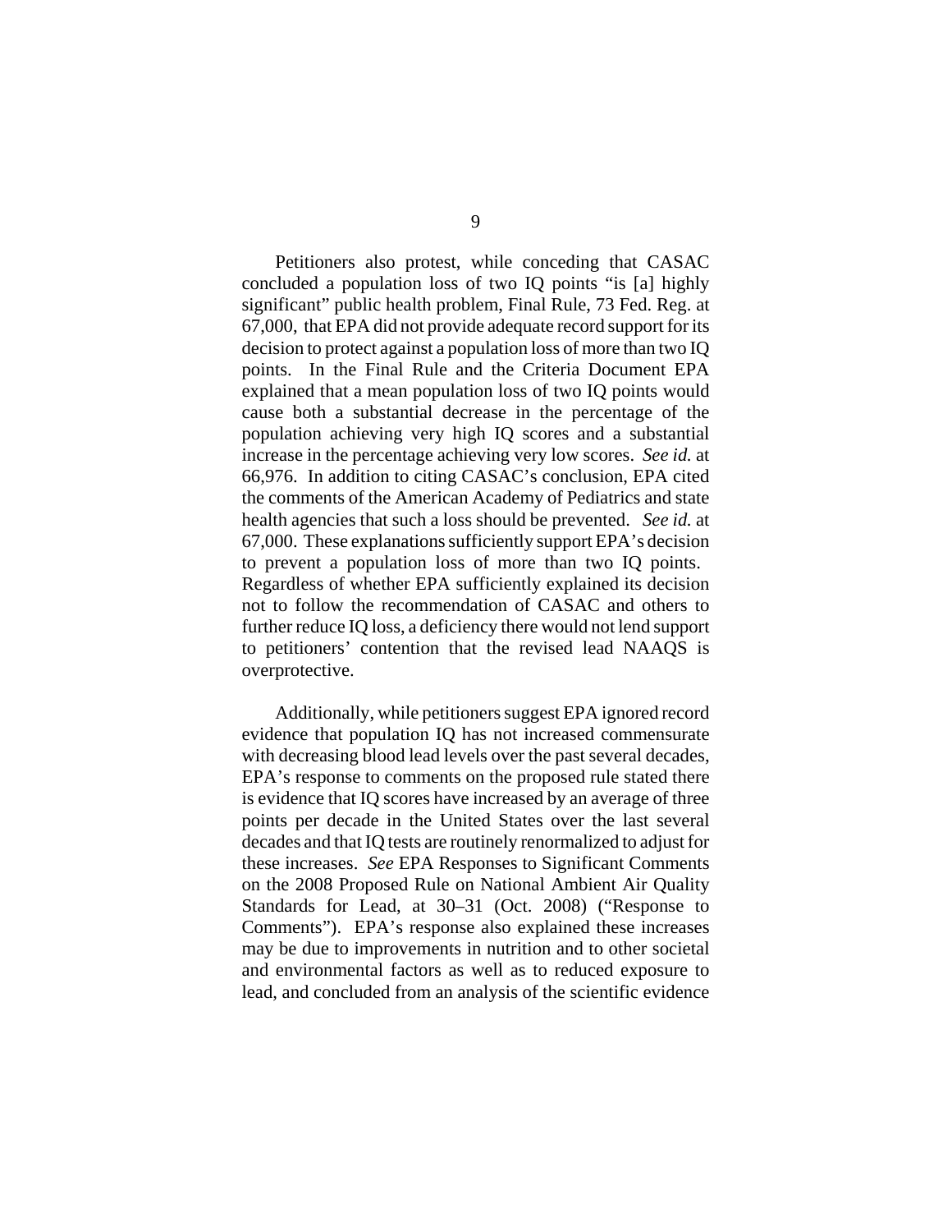Petitioners also protest, while conceding that CASAC concluded a population loss of two IQ points "is [a] highly significant" public health problem, Final Rule, 73 Fed. Reg. at 67,000, that EPA did not provide adequate record support for its decision to protect against a population loss of more than two IQ points. In the Final Rule and the Criteria Document EPA explained that a mean population loss of two IQ points would cause both a substantial decrease in the percentage of the population achieving very high IQ scores and a substantial increase in the percentage achieving very low scores. *See id.* at 66,976. In addition to citing CASAC's conclusion, EPA cited the comments of the American Academy of Pediatrics and state health agencies that such a loss should be prevented. *See id.* at 67,000. These explanations sufficiently support EPA's decision to prevent a population loss of more than two IQ points. Regardless of whether EPA sufficiently explained its decision not to follow the recommendation of CASAC and others to further reduce IQ loss, a deficiency there would not lend support to petitioners' contention that the revised lead NAAQS is overprotective.

Additionally, while petitioners suggest EPA ignored record evidence that population IQ has not increased commensurate with decreasing blood lead levels over the past several decades, EPA's response to comments on the proposed rule stated there is evidence that IQ scores have increased by an average of three points per decade in the United States over the last several decades and that IQ tests are routinely renormalized to adjust for these increases. *See* EPA Responses to Significant Comments on the 2008 Proposed Rule on National Ambient Air Quality Standards for Lead, at 30–31 (Oct. 2008) ("Response to Comments"). EPA's response also explained these increases may be due to improvements in nutrition and to other societal and environmental factors as well as to reduced exposure to lead, and concluded from an analysis of the scientific evidence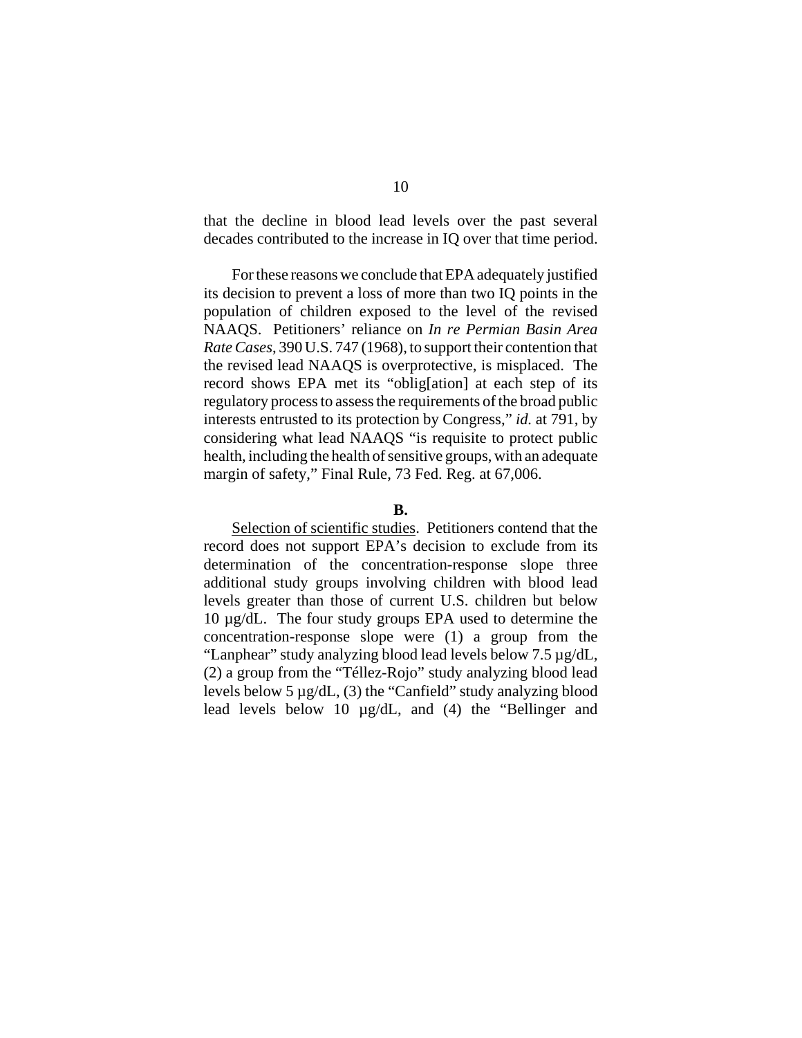that the decline in blood lead levels over the past several decades contributed to the increase in IQ over that time period.

For these reasons we conclude that EPA adequately justified its decision to prevent a loss of more than two IQ points in the population of children exposed to the level of the revised NAAQS. Petitioners' reliance on *In re Permian Basin Area Rate Cases*, 390 U.S. 747 (1968), to support their contention that the revised lead NAAQS is overprotective, is misplaced. The record shows EPA met its "oblig[ation] at each step of its regulatory process to assess the requirements of the broad public interests entrusted to its protection by Congress," *id.* at 791, by considering what lead NAAQS "is requisite to protect public health, including the health of sensitive groups, with an adequate margin of safety," Final Rule, 73 Fed. Reg. at 67,006.

**B.**

<u>Selection of scientific studies</u>. Petitioners contend that the record does not support EPA's decision to exclude from its determination of the concentration-response slope three additional study groups involving children with blood lead levels greater than those of current U.S. children but below 10 µg/dL. The four study groups EPA used to determine the concentration-response slope were (1) a group from the "Lanphear" study analyzing blood lead levels below 7.5 µg/dL, (2) a group from the "Téllez-Rojo" study analyzing blood lead levels below 5 µg/dL, (3) the "Canfield" study analyzing blood lead levels below 10 µg/dL, and (4) the "Bellinger and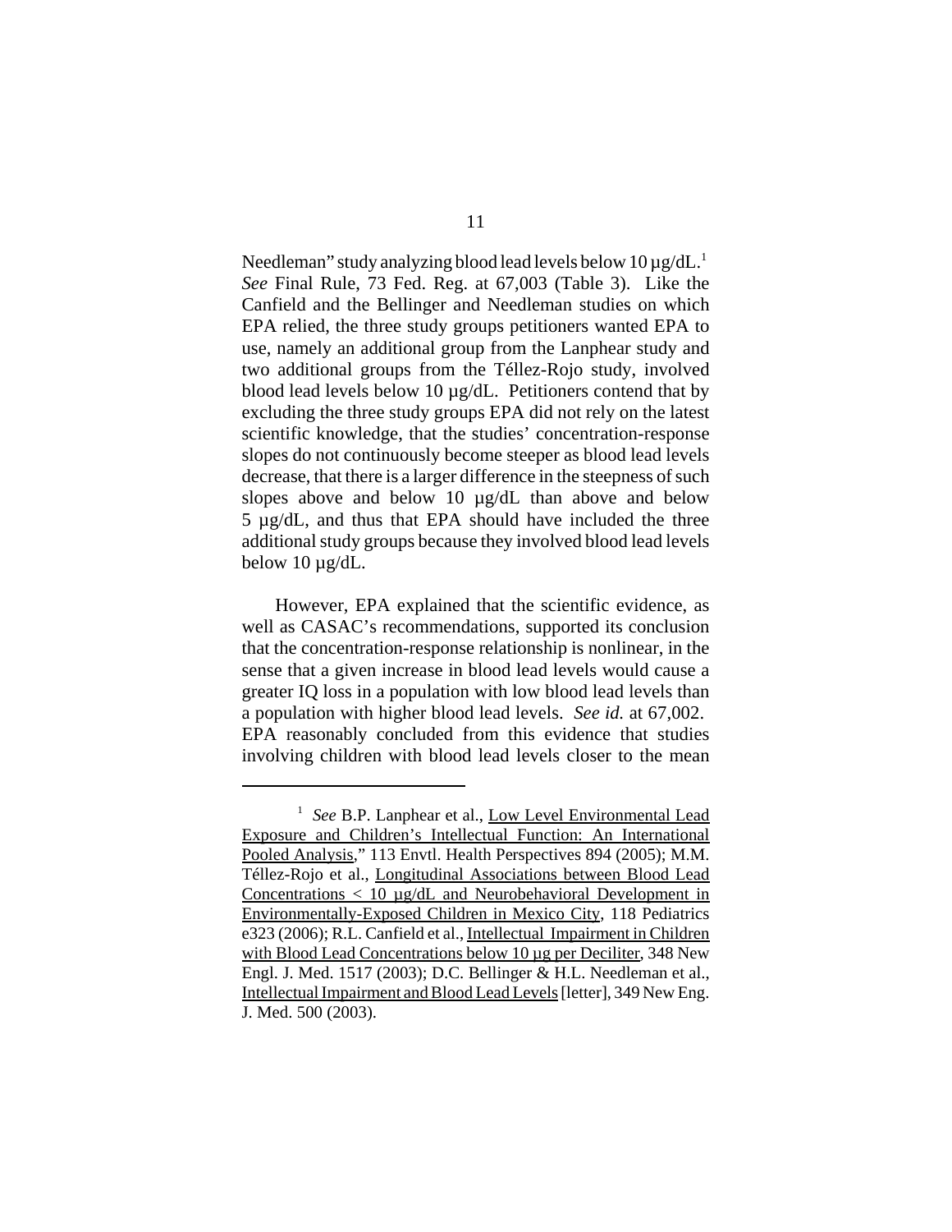Needleman" study analyzing blood lead levels below 10 µg/dL.[1] *See* Final Rule, 73 Fed. Reg. at 67,003 (Table 3). Like the Canfield and the Bellinger and Needleman studies on which EPA relied, the three study groups petitioners wanted EPA to use, namely an additional group from the Lanphear study and two additional groups from the Téllez-Rojo study, involved blood lead levels below 10 µg/dL. Petitioners contend that by excluding the three study groups EPA did not rely on the latest scientific knowledge, that the studies' concentration-response slopes do not continuously become steeper as blood lead levels decrease, that there is a larger difference in the steepness of such slopes above and below 10 µg/dL than above and below 5 µg/dL, and thus that EPA should have included the three additional study groups because they involved blood lead levels below 10 µg/dL.

However, EPA explained that the scientific evidence, as well as CASAC's recommendations, supported its conclusion that the concentration-response relationship is nonlinear, in the sense that a given increase in blood lead levels would cause a greater IQ loss in a population with low blood lead levels than a population with higher blood lead levels. *See id.* at 67,002. EPA reasonably concluded from this evidence that studies involving children with blood lead levels closer to the mean

---

[1] *See* B.P. Lanphear et al., <u>Low Level Environmental Lead Exposure and Children's Intellectual Function: An International Pooled Analysis</u>," 113 Envtl. Health Perspectives 894 (2005); M.M. Téllez-Rojo et al., <u>Longitudinal Associations between Blood Lead Concentrations < 10 µg/dL and Neurobehavioral Development in Environmentally-Exposed Children in Mexico City</u>, 118 Pediatrics e323 (2006); R.L. Canfield et al., <u>Intellectual Impairment in Children with Blood Lead Concentrations below 10 µg per Deciliter</u>, 348 New Engl. J. Med. 1517 (2003); D.C. Bellinger & H.L. Needleman et al., <u>Intellectual Impairment and Blood Lead Levels</u> [letter], 349 New Eng. J. Med. 500 (2003).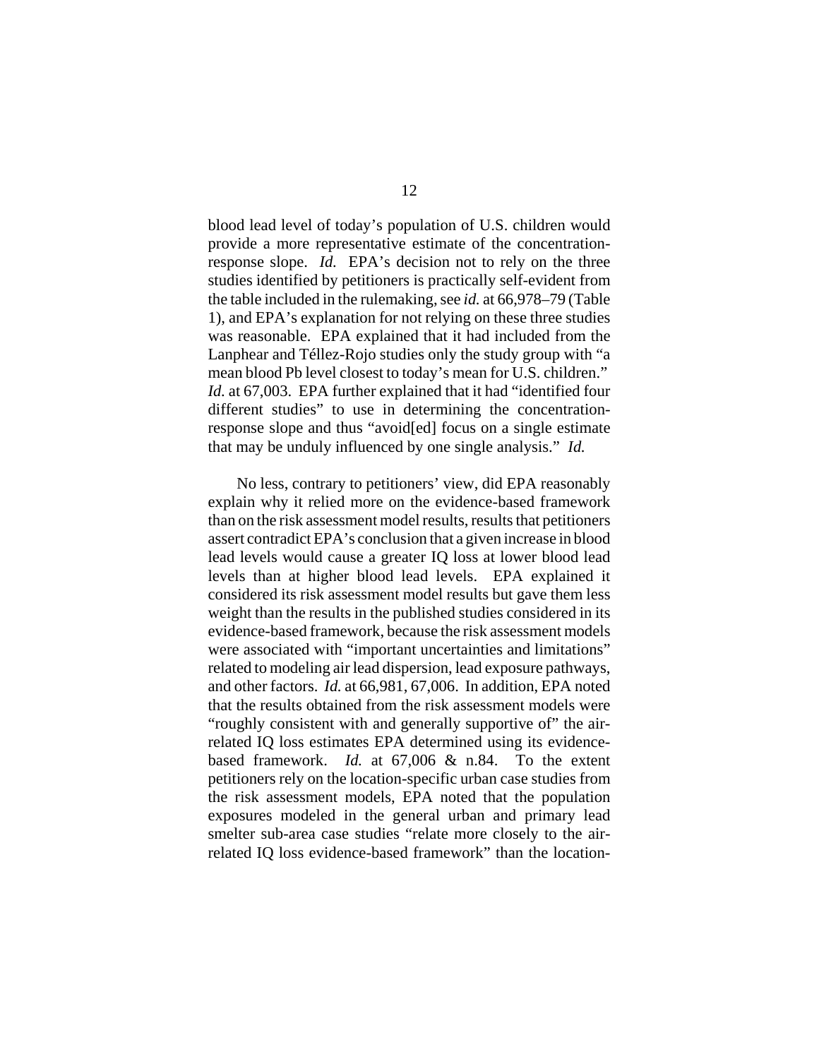blood lead level of today's population of U.S. children would provide a more representative estimate of the concentration-response slope. *Id.* EPA's decision not to rely on the three studies identified by petitioners is practically self-evident from the table included in the rulemaking, see *id.* at 66,978–79 (Table 1), and EPA's explanation for not relying on these three studies was reasonable. EPA explained that it had included from the Lanphear and Téllez-Rojo studies only the study group with "a mean blood Pb level closest to today's mean for U.S. children." *Id.* at 67,003. EPA further explained that it had "identified four different studies" to use in determining the concentration-response slope and thus "avoid[ed] focus on a single estimate that may be unduly influenced by one single analysis." *Id.*

No less, contrary to petitioners' view, did EPA reasonably explain why it relied more on the evidence-based framework than on the risk assessment model results, results that petitioners assert contradict EPA's conclusion that a given increase in blood lead levels would cause a greater IQ loss at lower blood lead levels than at higher blood lead levels. EPA explained it considered its risk assessment model results but gave them less weight than the results in the published studies considered in its evidence-based framework, because the risk assessment models were associated with "important uncertainties and limitations" related to modeling air lead dispersion, lead exposure pathways, and other factors. *Id.* at 66,981, 67,006. In addition, EPA noted that the results obtained from the risk assessment models were "roughly consistent with and generally supportive of" the air-related IQ loss estimates EPA determined using its evidence-based framework. *Id.* at 67,006 & n.84. To the extent petitioners rely on the location-specific urban case studies from the risk assessment models, EPA noted that the population exposures modeled in the general urban and primary lead smelter sub-area case studies "relate more closely to the air-related IQ loss evidence-based framework" than the location-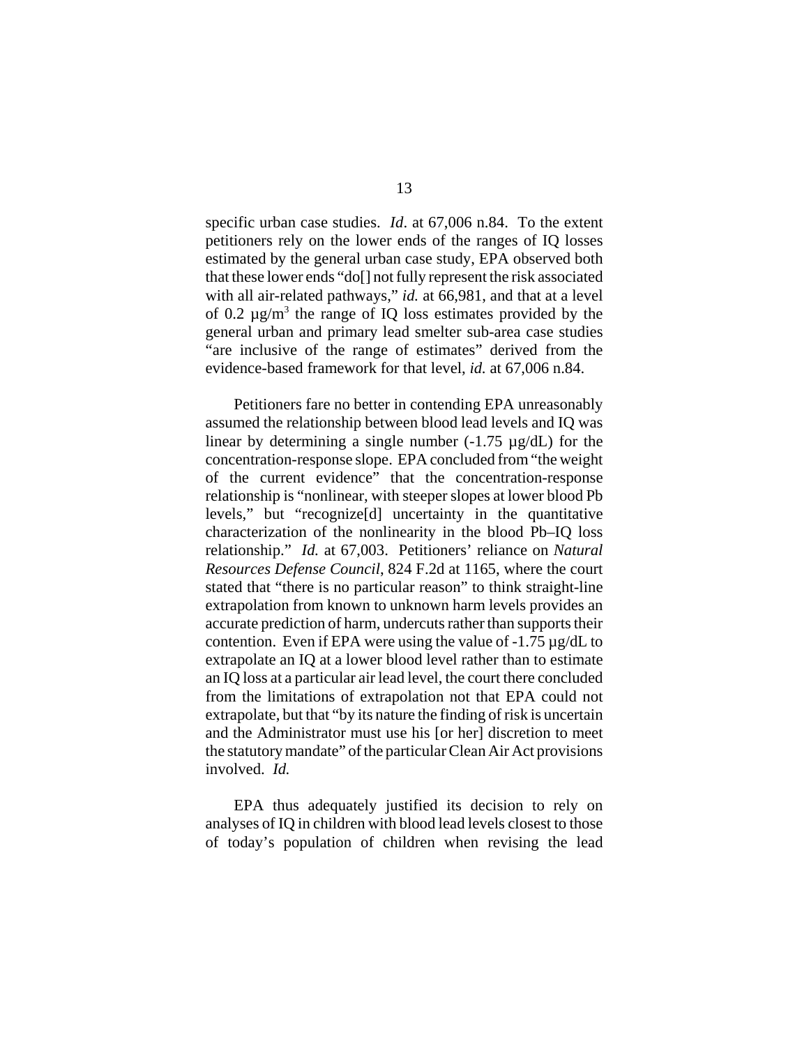specific urban case studies. *Id*. at 67,006 n.84. To the extent petitioners rely on the lower ends of the ranges of IQ losses estimated by the general urban case study, EPA observed both that these lower ends "do[] not fully represent the risk associated with all air-related pathways," *id.* at 66,981, and that at a level of 0.2 µg/m$^3$ the range of IQ loss estimates provided by the general urban and primary lead smelter sub-area case studies "are inclusive of the range of estimates" derived from the evidence-based framework for that level, *id.* at 67,006 n.84.

Petitioners fare no better in contending EPA unreasonably assumed the relationship between blood lead levels and IQ was linear by determining a single number (-1.75 µg/dL) for the concentration-response slope. EPA concluded from "the weight of the current evidence" that the concentration-response relationship is "nonlinear, with steeper slopes at lower blood Pb levels," but "recognize[d] uncertainty in the quantitative characterization of the nonlinearity in the blood Pb–IQ loss relationship." *Id.* at 67,003. Petitioners' reliance on *Natural Resources Defense Council*, 824 F.2d at 1165, where the court stated that "there is no particular reason" to think straight-line extrapolation from known to unknown harm levels provides an accurate prediction of harm, undercuts rather than supports their contention. Even if EPA were using the value of -1.75 µg/dL to extrapolate an IQ at a lower blood level rather than to estimate an IQ loss at a particular air lead level, the court there concluded from the limitations of extrapolation not that EPA could not extrapolate, but that "by its nature the finding of risk is uncertain and the Administrator must use his [or her] discretion to meet the statutory mandate" of the particular Clean Air Act provisions involved. *Id.*

EPA thus adequately justified its decision to rely on analyses of IQ in children with blood lead levels closest to those of today's population of children when revising the lead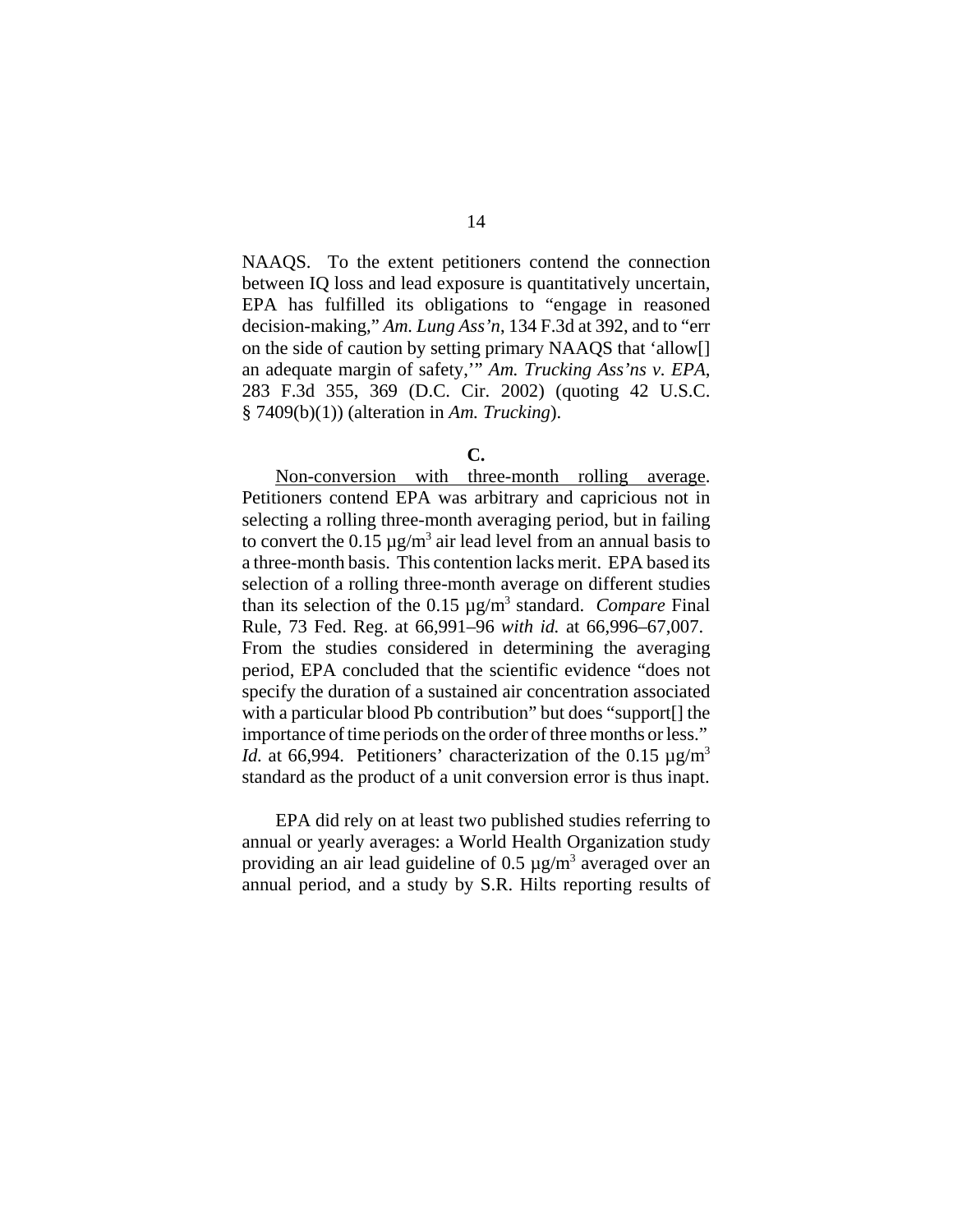NAAQS. To the extent petitioners contend the connection between IQ loss and lead exposure is quantitatively uncertain, EPA has fulfilled its obligations to "engage in reasoned decision-making," *Am. Lung Ass'n*, 134 F.3d at 392, and to "err on the side of caution by setting primary NAAQS that 'allow[] an adequate margin of safety,'" *Am. Trucking Ass'ns v. EPA*, 283 F.3d 355, 369 (D.C. Cir. 2002) (quoting 42 U.S.C. § 7409(b)(1)) (alteration in *Am. Trucking*).

**C.**

Non-conversion with three-month rolling average. Petitioners contend EPA was arbitrary and capricious not in selecting a rolling three-month averaging period, but in failing to convert the 0.15 $\mu g/m^3$ air lead level from an annual basis to a three-month basis. This contention lacks merit. EPA based its selection of a rolling three-month average on different studies than its selection of the 0.15 $\mu g/m^3$ standard. *Compare* Final Rule, 73 Fed. Reg. at 66,991–96 *with id.* at 66,996–67,007. From the studies considered in determining the averaging period, EPA concluded that the scientific evidence "does not specify the duration of a sustained air concentration associated with a particular blood Pb contribution" but does "support[] the importance of time periods on the order of three months or less." *Id.* at 66,994. Petitioners' characterization of the 0.15 $\mu g/m^3$ standard as the product of a unit conversion error is thus inapt.

EPA did rely on at least two published studies referring to annual or yearly averages: a World Health Organization study providing an air lead guideline of 0.5 $\mu g/m^3$ averaged over an annual period, and a study by S.R. Hilts reporting results of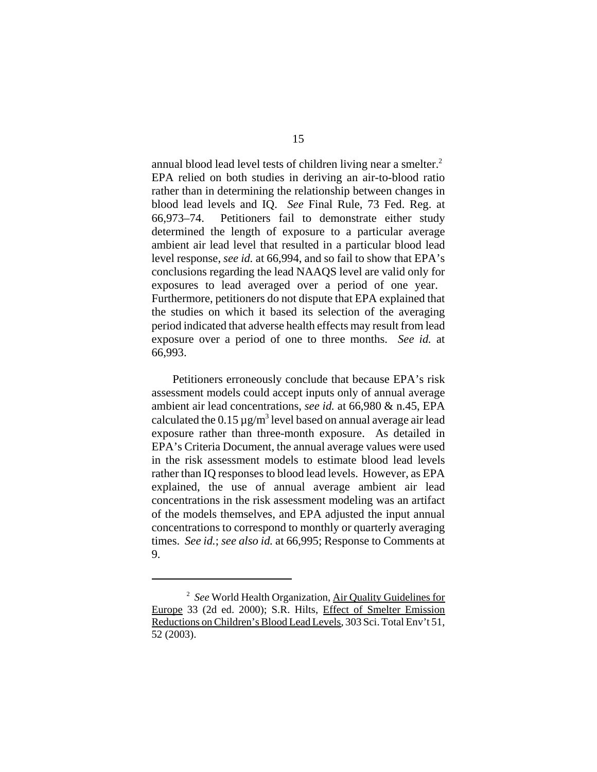annual blood lead level tests of children living near a smelter.[2] EPA relied on both studies in deriving an air-to-blood ratio rather than in determining the relationship between changes in blood lead levels and IQ. *See* Final Rule, 73 Fed. Reg. at 66,973–74. Petitioners fail to demonstrate either study determined the length of exposure to a particular average ambient air lead level that resulted in a particular blood lead level response, *see id.* at 66,994, and so fail to show that EPA's conclusions regarding the lead NAAQS level are valid only for exposures to lead averaged over a period of one year. Furthermore, petitioners do not dispute that EPA explained that the studies on which it based its selection of the averaging period indicated that adverse health effects may result from lead exposure over a period of one to three months. *See id.* at 66,993.

Petitioners erroneously conclude that because EPA's risk assessment models could accept inputs only of annual average ambient air lead concentrations, *see id.* at 66,980 & n.45, EPA calculated the 0.15 µg/$m^3$ level based on annual average air lead exposure rather than three-month exposure. As detailed in EPA's Criteria Document, the annual average values were used in the risk assessment models to estimate blood lead levels rather than IQ responses to blood lead levels. However, as EPA explained, the use of annual average ambient air lead concentrations in the risk assessment modeling was an artifact of the models themselves, and EPA adjusted the input annual concentrations to correspond to monthly or quarterly averaging times. *See id.*; *see also id.* at 66,995; Response to Comments at 9.

---

[2] *See* World Health Organization, Air Quality Guidelines for Europe 33 (2d ed. 2000); S.R. Hilts, Effect of Smelter Emission Reductions on Children's Blood Lead Levels, 303 Sci. Total Env't 51, 52 (2003).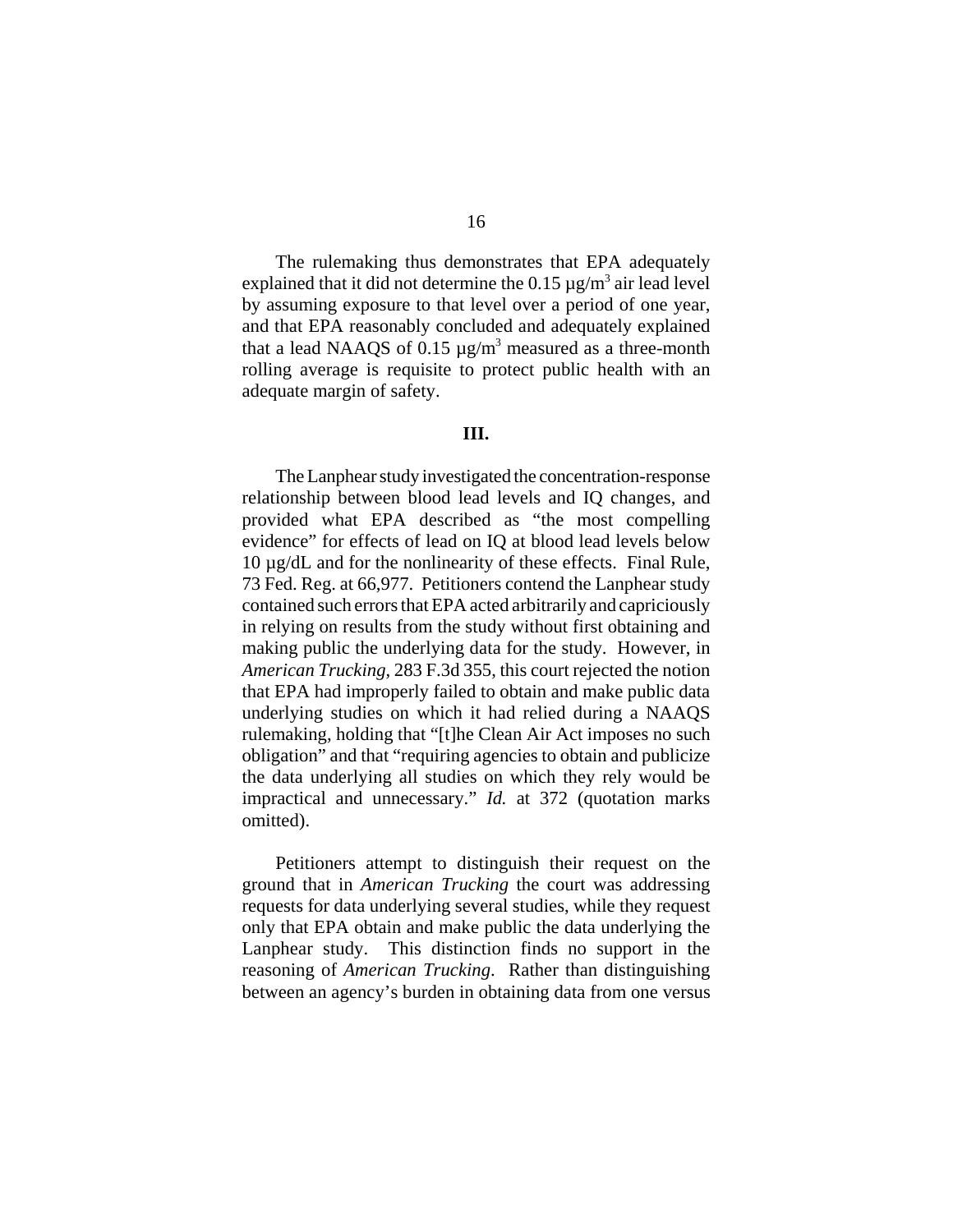The rulemaking thus demonstrates that EPA adequately explained that it did not determine the 0.15 µg/$m^3$ air lead level by assuming exposure to that level over a period of one year, and that EPA reasonably concluded and adequately explained that a lead NAAQS of 0.15 µg/$m^3$ measured as a three-month rolling average is requisite to protect public health with an adequate margin of safety.

**III.**

The Lanphear study investigated the concentration-response relationship between blood lead levels and IQ changes, and provided what EPA described as "the most compelling evidence" for effects of lead on IQ at blood lead levels below 10 µg/dL and for the nonlinearity of these effects. Final Rule, 73 Fed. Reg. at 66,977. Petitioners contend the Lanphear study contained such errors that EPA acted arbitrarily and capriciously in relying on results from the study without first obtaining and making public the underlying data for the study. However, in *American Trucking*, 283 F.3d 355, this court rejected the notion that EPA had improperly failed to obtain and make public data underlying studies on which it had relied during a NAAQS rulemaking, holding that "[t]he Clean Air Act imposes no such obligation" and that "requiring agencies to obtain and publicize the data underlying all studies on which they rely would be impractical and unnecessary." *Id.* at 372 (quotation marks omitted).

Petitioners attempt to distinguish their request on the ground that in *American Trucking* the court was addressing requests for data underlying several studies, while they request only that EPA obtain and make public the data underlying the Lanphear study. This distinction finds no support in the reasoning of *American Trucking*. Rather than distinguishing between an agency's burden in obtaining data from one versus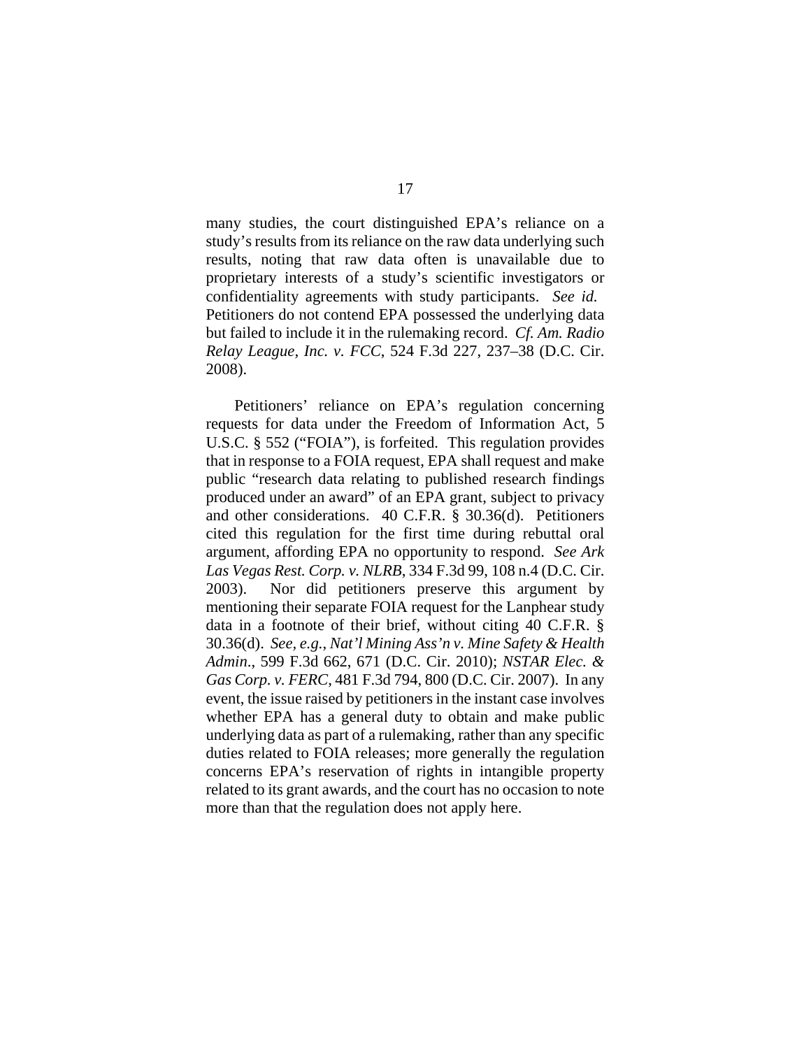many studies, the court distinguished EPA's reliance on a study's results from its reliance on the raw data underlying such results, noting that raw data often is unavailable due to proprietary interests of a study's scientific investigators or confidentiality agreements with study participants. *See id.* Petitioners do not contend EPA possessed the underlying data but failed to include it in the rulemaking record. *Cf. Am. Radio Relay League*, *Inc. v. FCC*, 524 F.3d 227, 237–38 (D.C. Cir. 2008).

Petitioners' reliance on EPA's regulation concerning requests for data under the Freedom of Information Act, 5 U.S.C. § 552 ("FOIA"), is forfeited. This regulation provides that in response to a FOIA request, EPA shall request and make public "research data relating to published research findings produced under an award" of an EPA grant, subject to privacy and other considerations. 40 C.F.R. § 30.36(d). Petitioners cited this regulation for the first time during rebuttal oral argument, affording EPA no opportunity to respond. *See Ark Las Vegas Rest. Corp. v. NLRB*, 334 F.3d 99, 108 n.4 (D.C. Cir. 2003). Nor did petitioners preserve this argument by mentioning their separate FOIA request for the Lanphear study data in a footnote of their brief, without citing 40 C.F.R. § 30.36(d). *See, e.g.*, *Nat'l Mining Ass'n v. Mine Safety & Health Admin*., 599 F.3d 662, 671 (D.C. Cir. 2010); *NSTAR Elec. & Gas Corp. v. FERC*, 481 F.3d 794, 800 (D.C. Cir. 2007). In any event, the issue raised by petitioners in the instant case involves whether EPA has a general duty to obtain and make public underlying data as part of a rulemaking, rather than any specific duties related to FOIA releases; more generally the regulation concerns EPA's reservation of rights in intangible property related to its grant awards, and the court has no occasion to note more than that the regulation does not apply here.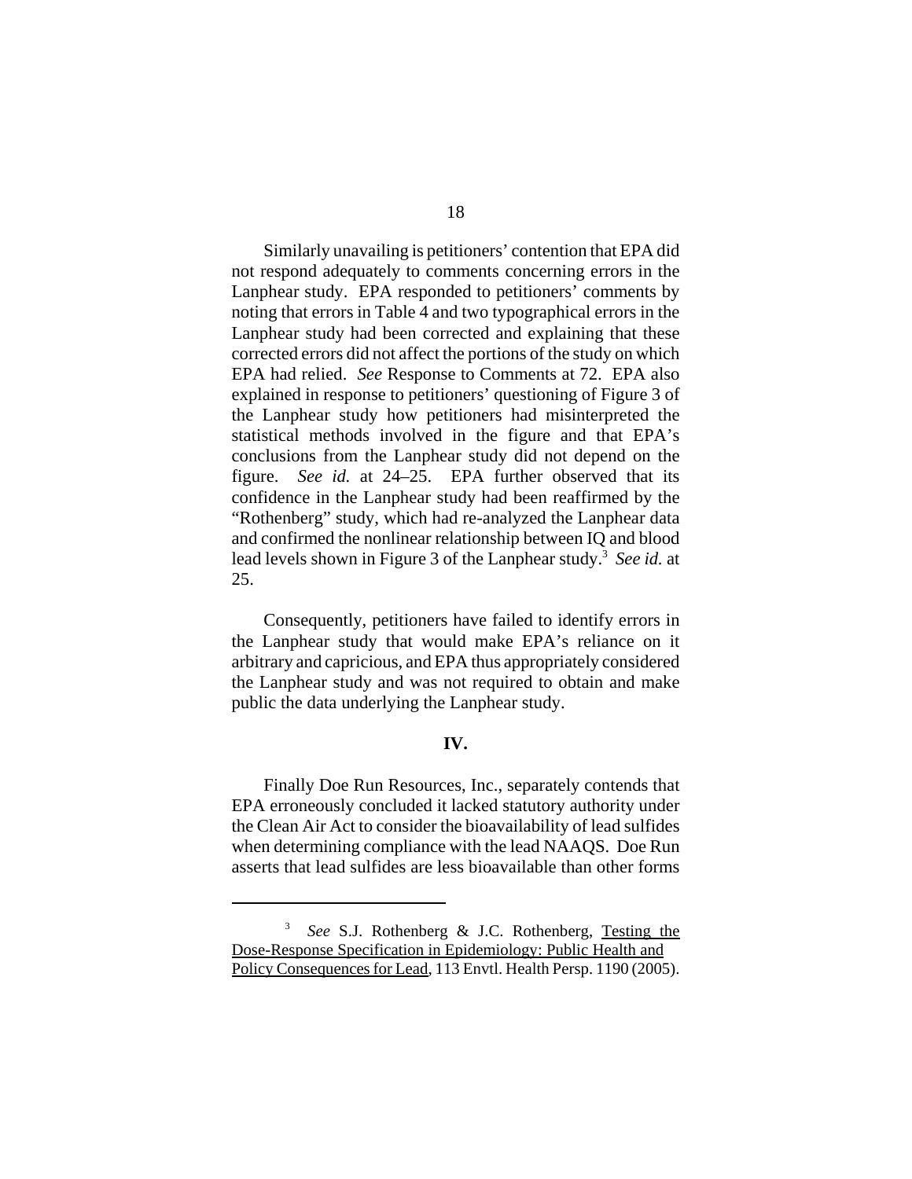Similarly unavailing is petitioners' contention that EPA did not respond adequately to comments concerning errors in the Lanphear study. EPA responded to petitioners' comments by noting that errors in Table 4 and two typographical errors in the Lanphear study had been corrected and explaining that these corrected errors did not affect the portions of the study on which EPA had relied. *See* Response to Comments at 72. EPA also explained in response to petitioners' questioning of Figure 3 of the Lanphear study how petitioners had misinterpreted the statistical methods involved in the figure and that EPA's conclusions from the Lanphear study did not depend on the figure. *See id.* at 24–25. EPA further observed that its confidence in the Lanphear study had been reaffirmed by the "Rothenberg" study, which had re-analyzed the Lanphear data and confirmed the nonlinear relationship between IQ and blood lead levels shown in Figure 3 of the Lanphear study.[3] *See id.* at 25.

Consequently, petitioners have failed to identify errors in the Lanphear study that would make EPA's reliance on it arbitrary and capricious, and EPA thus appropriately considered the Lanphear study and was not required to obtain and make public the data underlying the Lanphear study.

**IV.**

Finally Doe Run Resources, Inc., separately contends that EPA erroneously concluded it lacked statutory authority under the Clean Air Act to consider the bioavailability of lead sulfides when determining compliance with the lead NAAQS. Doe Run asserts that lead sulfides are less bioavailable than other forms

---

[3] *See* S.J. Rothenberg & J.C. Rothenberg, Testing the Dose-Response Specification in Epidemiology: Public Health and Policy Consequences for Lead, 113 Envtl. Health Persp. 1190 (2005).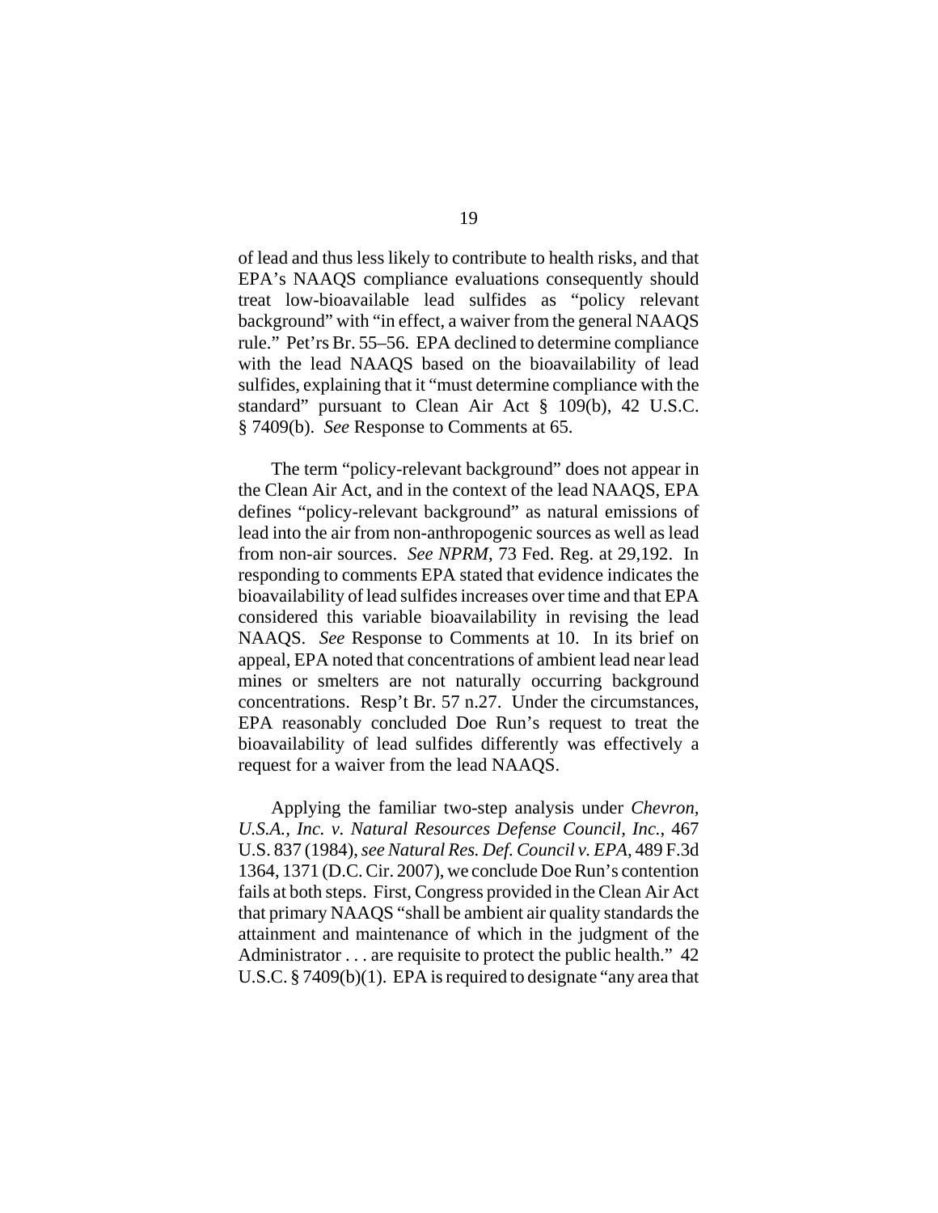of lead and thus less likely to contribute to health risks, and that EPA's NAAQS compliance evaluations consequently should treat low-bioavailable lead sulfides as "policy relevant background" with "in effect, a waiver from the general NAAQS rule." Pet'rs Br. 55–56. EPA declined to determine compliance with the lead NAAQS based on the bioavailability of lead sulfides, explaining that it "must determine compliance with the standard" pursuant to Clean Air Act § 109(b), 42 U.S.C. § 7409(b). *See* Response to Comments at 65.

The term "policy-relevant background" does not appear in the Clean Air Act, and in the context of the lead NAAQS, EPA defines "policy-relevant background" as natural emissions of lead into the air from non-anthropogenic sources as well as lead from non-air sources. *See NPRM*, 73 Fed. Reg. at 29,192. In responding to comments EPA stated that evidence indicates the bioavailability of lead sulfides increases over time and that EPA considered this variable bioavailability in revising the lead NAAQS. *See* Response to Comments at 10. In its brief on appeal, EPA noted that concentrations of ambient lead near lead mines or smelters are not naturally occurring background concentrations. Resp't Br. 57 n.27. Under the circumstances, EPA reasonably concluded Doe Run's request to treat the bioavailability of lead sulfides differently was effectively a request for a waiver from the lead NAAQS.

Applying the familiar two-step analysis under *Chevron, U.S.A., Inc. v. Natural Resources Defense Council, Inc.*, 467 U.S. 837 (1984), *see Natural Res. Def. Council v. EPA*, 489 F.3d 1364, 1371 (D.C. Cir. 2007), we conclude Doe Run's contention fails at both steps. First, Congress provided in the Clean Air Act that primary NAAQS "shall be ambient air quality standards the attainment and maintenance of which in the judgment of the Administrator . . . are requisite to protect the public health." 42 U.S.C. § 7409(b)(1). EPA is required to designate "any area that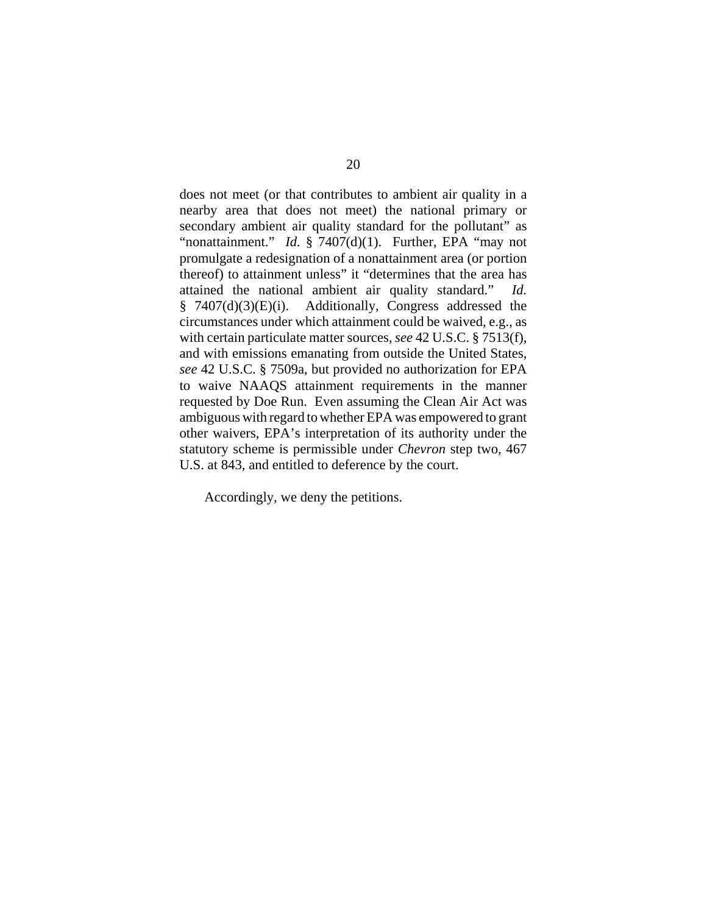does not meet (or that contributes to ambient air quality in a nearby area that does not meet) the national primary or secondary ambient air quality standard for the pollutant" as "nonattainment." *Id.* § 7407(d)(1). Further, EPA "may not promulgate a redesignation of a nonattainment area (or portion thereof) to attainment unless" it "determines that the area has attained the national ambient air quality standard." *Id.* § 7407(d)(3)(E)(i). Additionally, Congress addressed the circumstances under which attainment could be waived, e.g., as with certain particulate matter sources, *see* 42 U.S.C. § 7513(f), and with emissions emanating from outside the United States, *see* 42 U.S.C. § 7509a, but provided no authorization for EPA to waive NAAQS attainment requirements in the manner requested by Doe Run. Even assuming the Clean Air Act was ambiguous with regard to whether EPA was empowered to grant other waivers, EPA's interpretation of its authority under the statutory scheme is permissible under *Chevron* step two, 467 U.S. at 843, and entitled to deference by the court.

Accordingly, we deny the petitions.